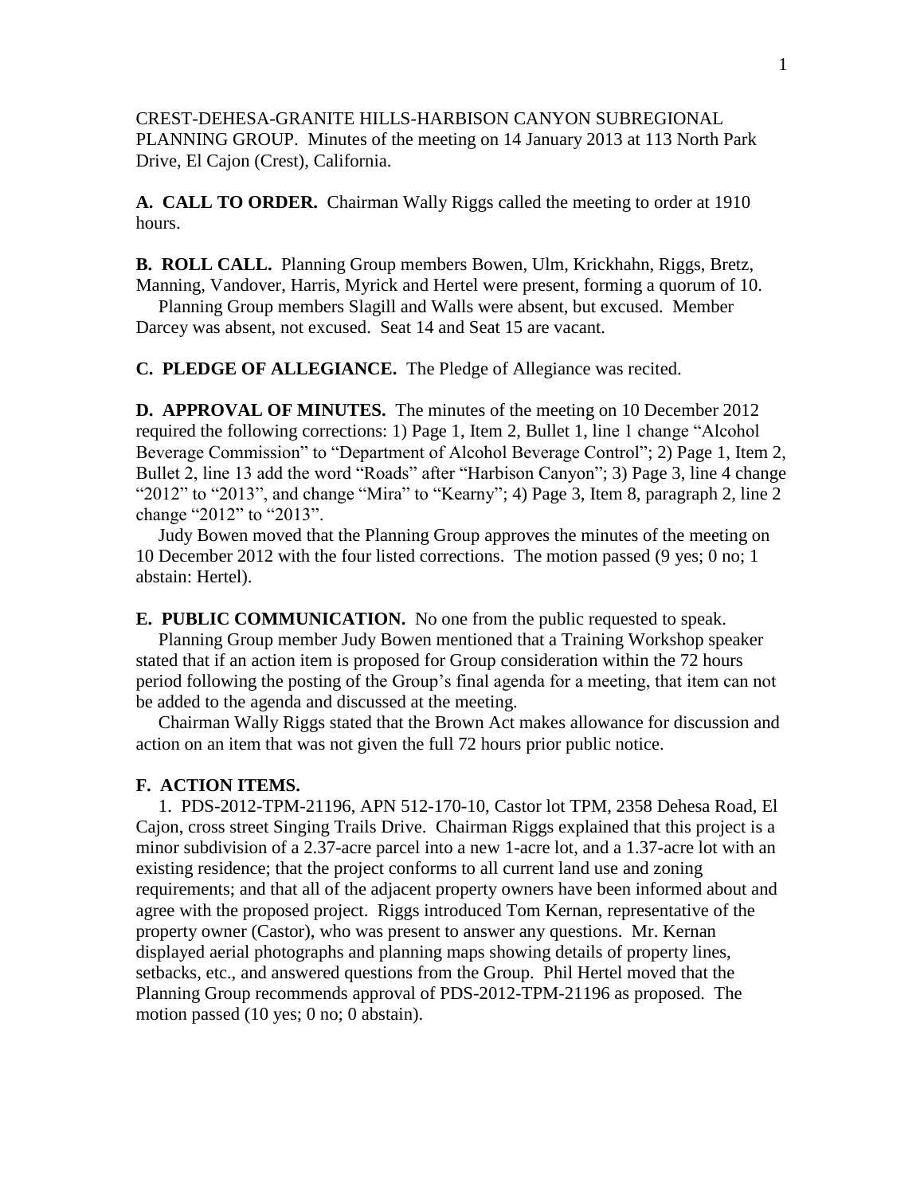CREST-DEHESA-GRANITE HILLS-HARBISON CANYON SUBREGIONAL PLANNING GROUP. Minutes of the meeting on 14 January 2013 at 113 North Park Drive, El Cajon (Crest), California.

**A. CALL TO ORDER.** Chairman Wally Riggs called the meeting to order at 1910 hours.

**B. ROLL CALL.** Planning Group members Bowen, Ulm, Krickhahn, Riggs, Bretz, Manning, Vandover, Harris, Myrick and Hertel were present, forming a quorum of 10.

Planning Group members Slagill and Walls were absent, but excused. Member Darcey was absent, not excused. Seat 14 and Seat 15 are vacant.

**C. PLEDGE OF ALLEGIANCE.** The Pledge of Allegiance was recited.

**D. APPROVAL OF MINUTES.** The minutes of the meeting on 10 December 2012 required the following corrections: 1) Page 1, Item 2, Bullet 1, line 1 change "Alcohol Beverage Commission" to "Department of Alcohol Beverage Control"; 2) Page 1, Item 2, Bullet 2, line 13 add the word "Roads" after "Harbison Canyon"; 3) Page 3, line 4 change "2012" to "2013", and change "Mira" to "Kearny"; 4) Page 3, Item 8, paragraph 2, line 2 change "2012" to "2013".

Judy Bowen moved that the Planning Group approves the minutes of the meeting on 10 December 2012 with the four listed corrections. The motion passed (9 yes; 0 no; 1 abstain: Hertel).

**E. PUBLIC COMMUNICATION.** No one from the public requested to speak.

Planning Group member Judy Bowen mentioned that a Training Workshop speaker stated that if an action item is proposed for Group consideration within the 72 hours period following the posting of the Group's final agenda for a meeting, that item can not be added to the agenda and discussed at the meeting.

Chairman Wally Riggs stated that the Brown Act makes allowance for discussion and action on an item that was not given the full 72 hours prior public notice.

**F. ACTION ITEMS.**

1. PDS-2012-TPM-21196, APN 512-170-10, Castor lot TPM, 2358 Dehesa Road, El Cajon, cross street Singing Trails Drive. Chairman Riggs explained that this project is a minor subdivision of a 2.37-acre parcel into a new 1-acre lot, and a 1.37-acre lot with an existing residence; that the project conforms to all current land use and zoning requirements; and that all of the adjacent property owners have been informed about and agree with the proposed project. Riggs introduced Tom Kernan, representative of the property owner (Castor), who was present to answer any questions. Mr. Kernan displayed aerial photographs and planning maps showing details of property lines, setbacks, etc., and answered questions from the Group. Phil Hertel moved that the Planning Group recommends approval of PDS-2012-TPM-21196 as proposed. The motion passed (10 yes; 0 no; 0 abstain).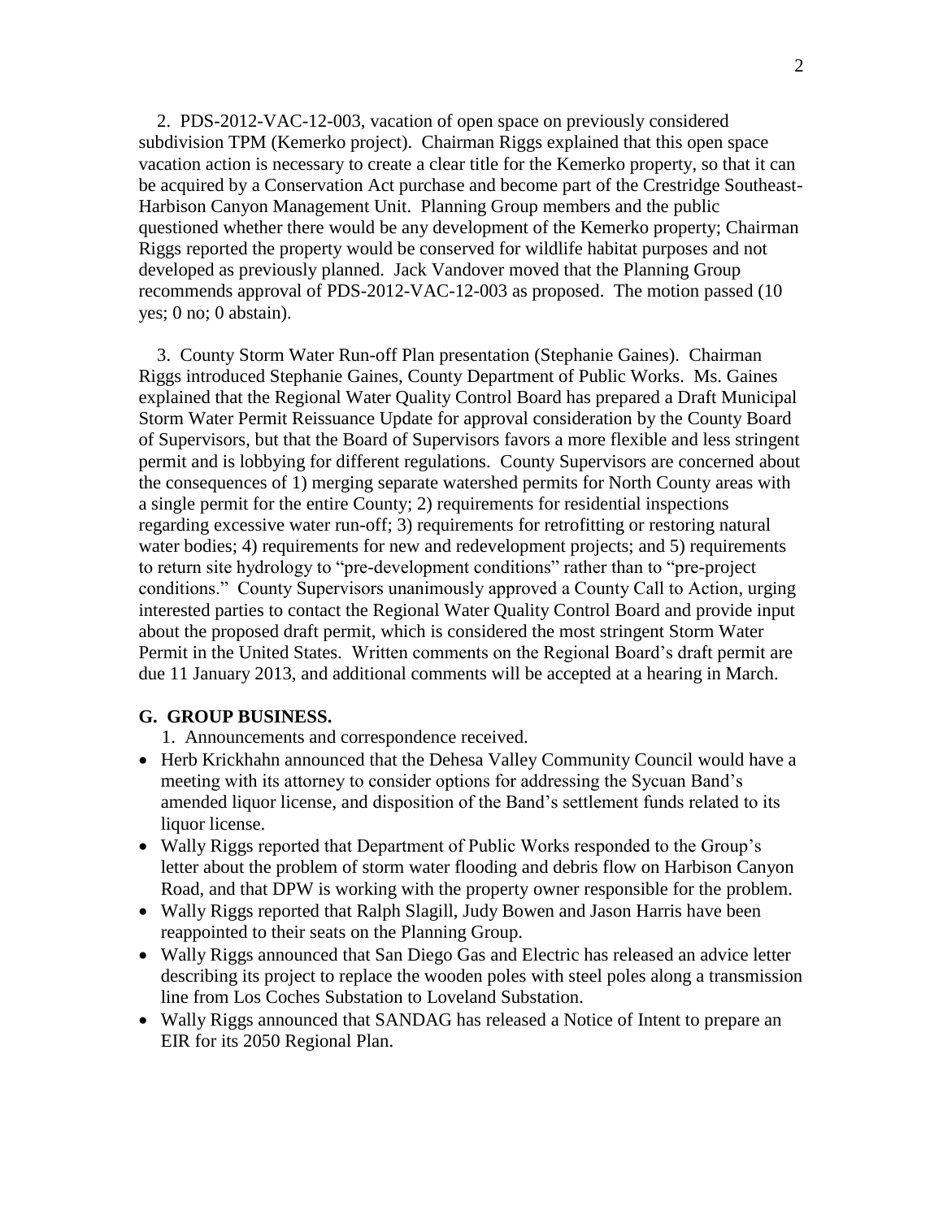2. PDS-2012-VAC-12-003, vacation of open space on previously considered subdivision TPM (Kemerko project). Chairman Riggs explained that this open space vacation action is necessary to create a clear title for the Kemerko property, so that it can be acquired by a Conservation Act purchase and become part of the Crestridge Southeast-Harbison Canyon Management Unit. Planning Group members and the public questioned whether there would be any development of the Kemerko property; Chairman Riggs reported the property would be conserved for wildlife habitat purposes and not developed as previously planned. Jack Vandover moved that the Planning Group recommends approval of PDS-2012-VAC-12-003 as proposed. The motion passed (10 yes; 0 no; 0 abstain).

3. County Storm Water Run-off Plan presentation (Stephanie Gaines). Chairman Riggs introduced Stephanie Gaines, County Department of Public Works. Ms. Gaines explained that the Regional Water Quality Control Board has prepared a Draft Municipal Storm Water Permit Reissuance Update for approval consideration by the County Board of Supervisors, but that the Board of Supervisors favors a more flexible and less stringent permit and is lobbying for different regulations. County Supervisors are concerned about the consequences of 1) merging separate watershed permits for North County areas with a single permit for the entire County; 2) requirements for residential inspections regarding excessive water run-off; 3) requirements for retrofitting or restoring natural water bodies; 4) requirements for new and redevelopment projects; and 5) requirements to return site hydrology to "pre-development conditions" rather than to "pre-project conditions." County Supervisors unanimously approved a County Call to Action, urging interested parties to contact the Regional Water Quality Control Board and provide input about the proposed draft permit, which is considered the most stringent Storm Water Permit in the United States. Written comments on the Regional Board's draft permit are due 11 January 2013, and additional comments will be accepted at a hearing in March.

**G. GROUP BUSINESS.**

1. Announcements and correspondence received.

- Herb Krickhahn announced that the Dehesa Valley Community Council would have a meeting with its attorney to consider options for addressing the Sycuan Band's amended liquor license, and disposition of the Band's settlement funds related to its liquor license.
- Wally Riggs reported that Department of Public Works responded to the Group's letter about the problem of storm water flooding and debris flow on Harbison Canyon Road, and that DPW is working with the property owner responsible for the problem.
- Wally Riggs reported that Ralph Slagill, Judy Bowen and Jason Harris have been reappointed to their seats on the Planning Group.
- Wally Riggs announced that San Diego Gas and Electric has released an advice letter describing its project to replace the wooden poles with steel poles along a transmission line from Los Coches Substation to Loveland Substation.
- Wally Riggs announced that SANDAG has released a Notice of Intent to prepare an EIR for its 2050 Regional Plan.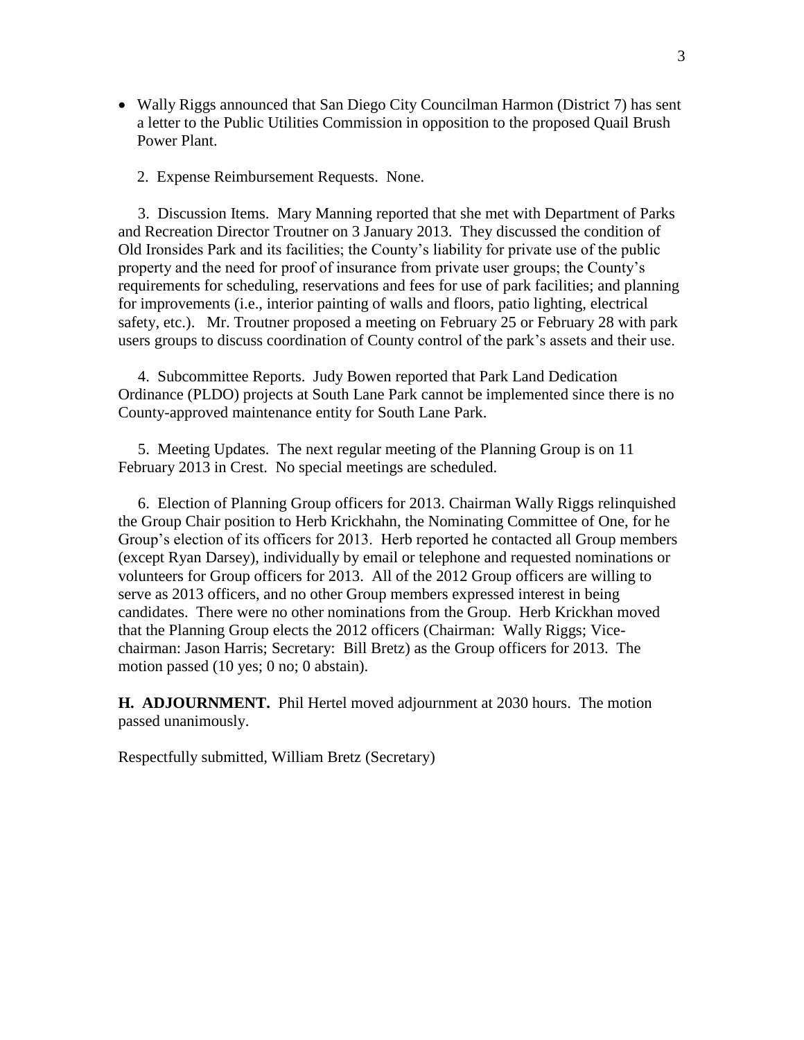- Wally Riggs announced that San Diego City Councilman Harmon (District 7) has sent a letter to the Public Utilities Commission in opposition to the proposed Quail Brush Power Plant.

2. Expense Reimbursement Requests. None.

3. Discussion Items. Mary Manning reported that she met with Department of Parks and Recreation Director Troutner on 3 January 2013. They discussed the condition of Old Ironsides Park and its facilities; the County's liability for private use of the public property and the need for proof of insurance from private user groups; the County's requirements for scheduling, reservations and fees for use of park facilities; and planning for improvements (i.e., interior painting of walls and floors, patio lighting, electrical safety, etc.). Mr. Troutner proposed a meeting on February 25 or February 28 with park users groups to discuss coordination of County control of the park's assets and their use.

4. Subcommittee Reports. Judy Bowen reported that Park Land Dedication Ordinance (PLDO) projects at South Lane Park cannot be implemented since there is no County-approved maintenance entity for South Lane Park.

5. Meeting Updates. The next regular meeting of the Planning Group is on 11 February 2013 in Crest. No special meetings are scheduled.

6. Election of Planning Group officers for 2013. Chairman Wally Riggs relinquished the Group Chair position to Herb Krickhahn, the Nominating Committee of One, for he Group's election of its officers for 2013. Herb reported he contacted all Group members (except Ryan Darsey), individually by email or telephone and requested nominations or volunteers for Group officers for 2013. All of the 2012 Group officers are willing to serve as 2013 officers, and no other Group members expressed interest in being candidates. There were no other nominations from the Group. Herb Krickhan moved that the Planning Group elects the 2012 officers (Chairman: Wally Riggs; Vice-chairman: Jason Harris; Secretary: Bill Bretz) as the Group officers for 2013. The motion passed (10 yes; 0 no; 0 abstain).

**H. ADJOURNMENT.** Phil Hertel moved adjournment at 2030 hours. The motion passed unanimously.

Respectfully submitted, William Bretz (Secretary)